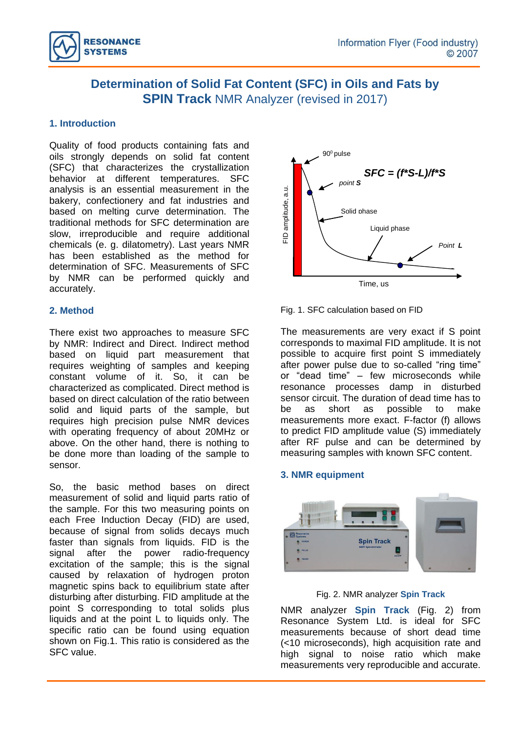# Determination of Solid Fat Content (SFC) in Oils and Fats by **SPIN Track** NMR Analyzer (revised in 2017)

## 1. Introduction

Quality of food products containing fats and oils strongly depends on solid fat content (SFC) that characterizes the crystallization behavior at different temperatures. SFC analysis is an essential measurement in the bakery, confectionery and fat industries and based on melting curve determination. The traditional methods for SFC determination are slow, irreproducible and require additional chemicals (e. g. dilatometry). Last years NMR has been established as the method for determination of SFC. Measurements of SFC by NMR can be performed quickly and accurately.

## 2. Method

There exist two approaches to measure SFC by NMR: Indirect and Direct. Indirect method based on liquid part measurement that requires weighting of samples and keeping constant volume of it. So, it can be characterized as complicated. Direct method is based on direct calculation of the ratio between solid and liquid parts of the sample, but requires high precision pulse NMR devices with operating frequency of about 20MHz or above. On the other hand, there is nothing to be done more than loading of the sample to sensor.

So, the basic method bases on direct measurement of solid and liquid parts ratio of the sample. For this two measuring points on each Free Induction Decay (FID) are used, because of signal from solids decays much faster than signals from liquids. FID is the signal after the power radio-frequency excitation of the sample; this is the signal caused by relaxation of hydrogen proton magnetic spins back to equilibrium state after disturbing after disturbing. FID amplitude at the point S corresponding to total solids plus liquids and at the point L to liquids only. The specific ratio can be found using equation shown on Fig.1. This ratio is considered as the SFC value.

$$SFC = (f*S-L)/f*S$$

Fig. 1. SFC calculation based on FID

The measurements are very exact if S point corresponds to maximal FID amplitude. It is not possible to acquire first point S immediately after power pulse due to so-called "ring time" or "dead time" – few microseconds while resonance processes damp in disturbed sensor circuit. The duration of dead time has to be as short as possible to make measurements more exact. F-factor (f) allows to predict FID amplitude value (S) immediately after RF pulse and can be determined by measuring samples with known SFC content.

## 3. NMR equipment

Fig. 2. NMR analyzer **Spin Track**

NMR analyzer **Spin Track** (Fig. 2) from Resonance System Ltd. is ideal for SFC measurements because of short dead time (<10 microseconds), high acquisition rate and high signal to noise ratio which make measurements very reproducible and accurate.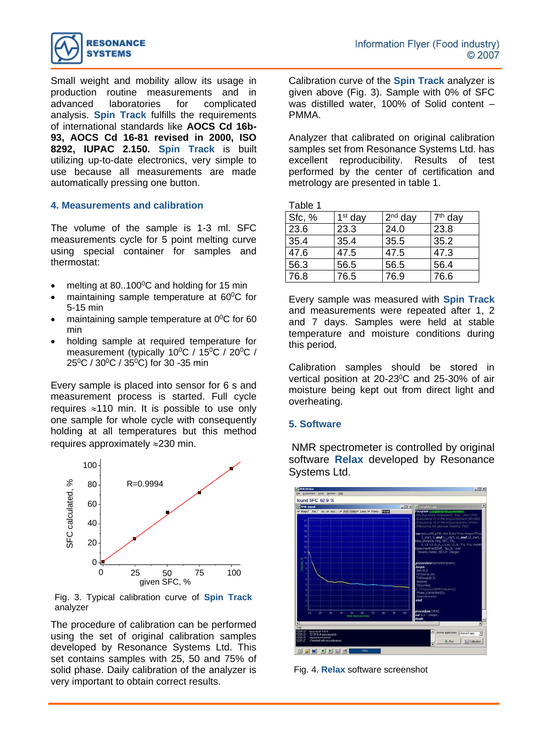Small weight and mobility allow its usage in production routine measurements and in advanced laboratories for complicated analysis. **Spin Track** fulfills the requirements of international standards like **AOCS Cd 16b-93, AOCS Cd 16-81 revised in 2000, ISO 8292, IUPAC 2.150.** **Spin Track** is built utilizing up-to-date electronics, very simple to use because all measurements are made automatically pressing one button.

## 4. Measurements and calibration

The volume of the sample is 1-3 ml. SFC measurements cycle for 5 point melting curve using special container for samples and thermostat:

- melting at 80..100$^0$C and holding for 15 min
- maintaining sample temperature at 60$^0$C for 5-15 min
- maintaining sample temperature at 0$^0$C for 60 min
- holding sample at required temperature for measurement (typically 10$^0$C / 15$^0$C / 20$^0$C / 25$^0$C / 30$^0$C / 35$^0$C) for 30 -35 min

Every sample is placed into sensor for 6 s and measurement process is started. Full cycle requires ≈110 min. It is possible to use only one sample for whole cycle with consequently holding at all temperatures but this method requires approximately ≈230 min.

Fig. 3. Typical calibration curve of **Spin Track** analyzer

The procedure of calibration can be performed using the set of original calibration samples developed by Resonance Systems Ltd. This set contains samples with 25, 50 and 75% of solid phase. Daily calibration of the analyzer is very important to obtain correct results.

Calibration curve of the **Spin Track** analyzer is given above (Fig. 3). Sample with 0% of SFC was distilled water, 100% of Solid content – PMMA.

Analyzer that calibrated on original calibration samples set from Resonance Systems Ltd. has excellent reproducibility. Results of test performed by the center of certification and metrology are presented in table 1.

Table 1

| Sfc, % | 1$^{st}$ day | 2$^{nd}$ day | 7$^{th}$ day |
|---|---|---|---|
| 23.6 | 23.3 | 24.0 | 23.8 |
| 35.4 | 35.4 | 35.5 | 35.2 |
| 47.6 | 47.5 | 47.5 | 47.3 |
| 56.3 | 56.5 | 56.5 | 56.4 |
| 76.8 | 76.5 | 76.9 | 76.6 |

Every sample was measured with **Spin Track** and measurements were repeated after 1, 2 and 7 days. Samples were held at stable temperature and moisture conditions during this period.

Calibration samples should be stored in vertical position at 20-23$^0$C and 25-30% of air moisture being kept out from direct light and overheating.

## 5. Software

NMR spectrometer is controlled by original software **Relax** developed by Resonance Systems Ltd.

Fig. 4. **Relax** software screenshot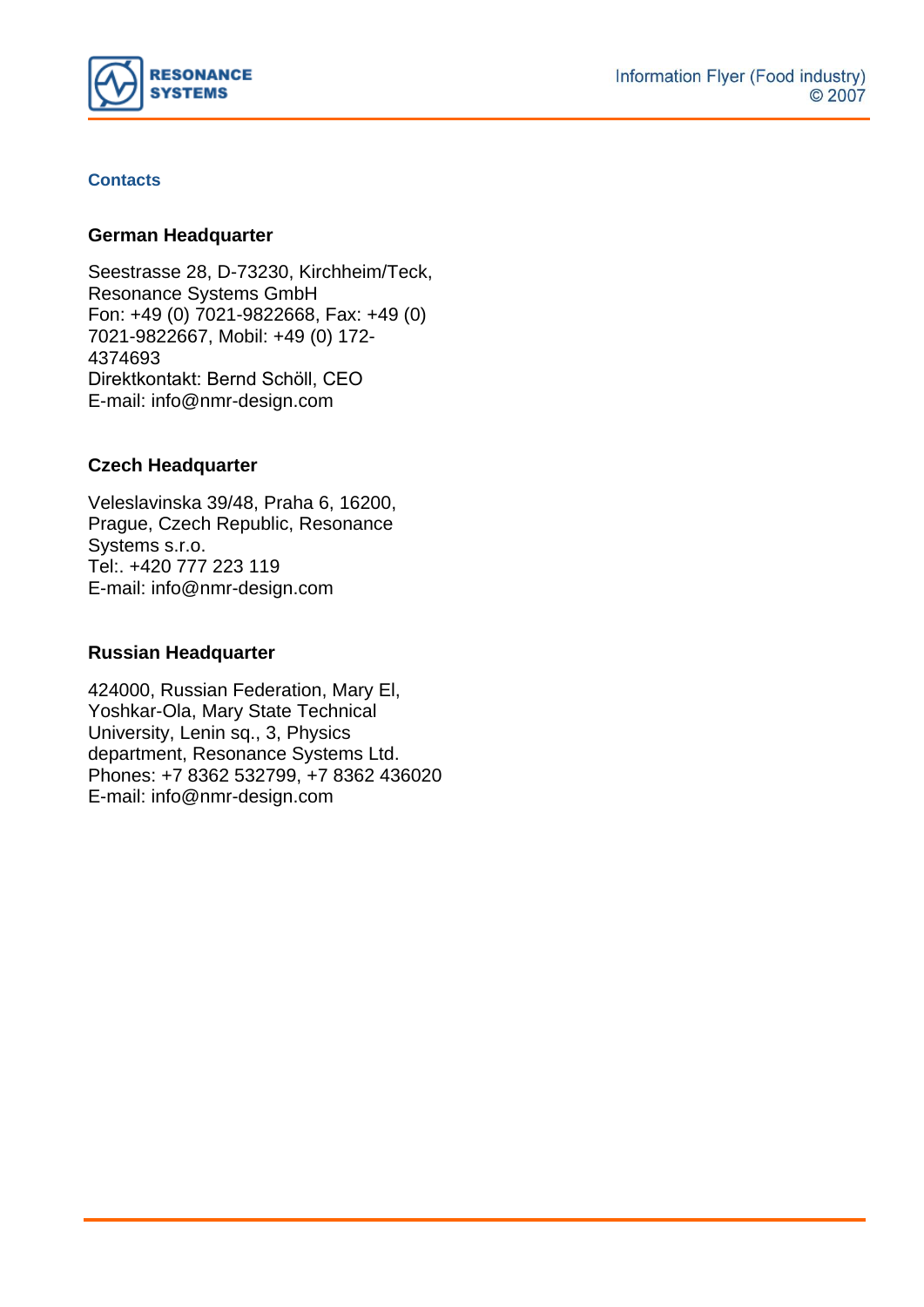## Contacts

### German Headquarter

Seestrasse 28, D-73230, Kirchheim/Teck, Resonance Systems GmbH
Fon: +49 (0) 7021-9822668, Fax: +49 (0) 7021-9822667, Mobil: +49 (0) 172-4374693
Direktkontakt: Bernd Schöll, CEO
E-mail: info@nmr-design.com

### Czech Headquarter

Veleslavinska 39/48, Praha 6, 16200, Prague, Czech Republic, Resonance Systems s.r.o.
Tel:. +420 777 223 119
E-mail: info@nmr-design.com

### Russian Headquarter

424000, Russian Federation, Mary El, Yoshkar-Ola, Mary State Technical University, Lenin sq., 3, Physics department, Resonance Systems Ltd.
Phones: +7 8362 532799, +7 8362 436020
E-mail: info@nmr-design.com